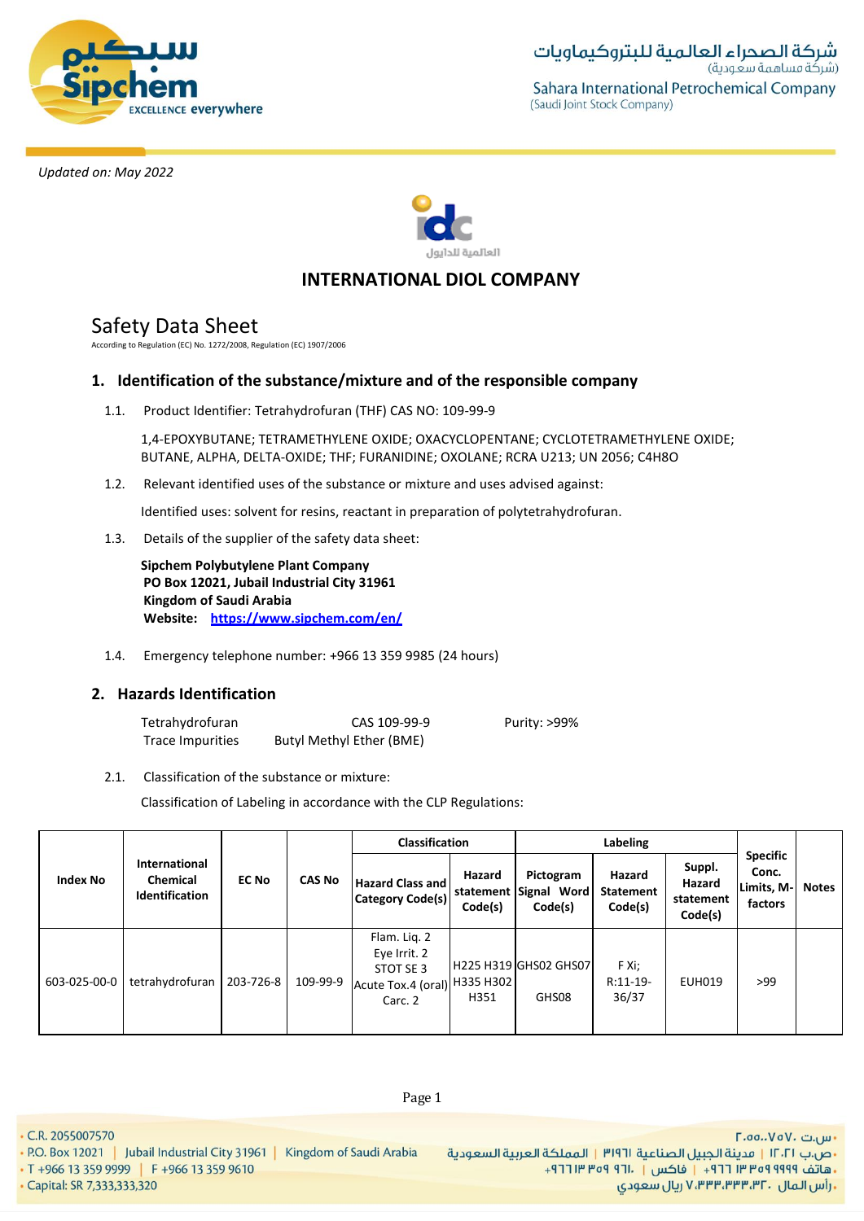شركة الصحراء العالمية للبتروكيماويات
(شركة مساهمة سعودية)
Sahara International Petrochemical Company
(Saudi Joint Stock Company)

*Updated on: May 2022*

# INTERNATIONAL DIOL COMPANY

## Safety Data Sheet

According to Regulation (EC) No. 1272/2008, Regulation (EC) 1907/2006

### 1. Identification of the substance/mixture and of the responsible company

1.1. Product Identifier: Tetrahydrofuran (THF) CAS NO: 109-99-9

1,4-EPOXYBUTANE; TETRAMETHYLENE OXIDE; OXACYCLOPENTANE; CYCLOTETRAMETHYLENE OXIDE; BUTANE, ALPHA, DELTA-OXIDE; THF; FURANIDINE; OXOLANE; RCRA U213; UN 2056; C4H8O

1.2. Relevant identified uses of the substance or mixture and uses advised against:

Identified uses: solvent for resins, reactant in preparation of polytetrahydrofuran.

1.3. Details of the supplier of the safety data sheet:

**Sipchem Polybutylene Plant Company**
**PO Box 12021, Jubail Industrial City 31961**
**Kingdom of Saudi Arabia**
**Website:** https://www.sipchem.com/en/

1.4. Emergency telephone number: +966 13 359 9985 (24 hours)

### 2. Hazards Identification

| | | |
|---|---|---|
| Tetrahydrofuran | CAS 109-99-9 | Purity: >99% |
| Trace Impurities | Butyl Methyl Ether (BME) | |

2.1. Classification of the substance or mixture:

Classification of Labeling in accordance with the CLP Regulations:

| Index No | International Chemical Identification | EC No | CAS No | Classification | | Labeling | | | Specific Conc. Limits, M-factors | Notes |
|---|---|---|---|---|---|---|---|---|---|---|
| | | | | Hazard Class and Category Code(s) | Hazard statement Code(s) | Pictogram Signal Word Code(s) | Hazard Statement Code(s) | Suppl. Hazard statement Code(s) | | |
| 603-025-00-0 | tetrahydrofuran | 203-726-8 | 109-99-9 | Flam. Liq. 2<br>Eye Irrit. 2<br>STOT SE 3<br>Acute Tox.4 (oral)<br>Carc. 2 | H225 H319 H335 H302 H351 | GHS02 GHS07<br>GHS08 | F Xi;<br>R:11-19-36/37 | EUH019 | >99 | |

- C.R. 2055007570
- P.O. Box 12021 | Jubail Industrial City 31961 | Kingdom of Saudi Arabia
- T +966 13 359 9999 | F +966 13 359 9610
- Capital: SR 7,333,333,320

- س.ت. ٢٠٥٥٠٠٧٥٧٠
- ص.ب ١٢٠٢١ | مدينة الجبيل الصناعية ٣١٩٦١ | المملكة العربية السعودية
- هاتف ٩٩٩٩ ٣٥٩ ١٣ ٩٦٦+ | فاكس ٩٦١٠ ٣٥٩ ١٣ ٩٦٦+
- رأس المال ٧،٣٣٣،٣٣٣،٣٢٠ ريال سعودي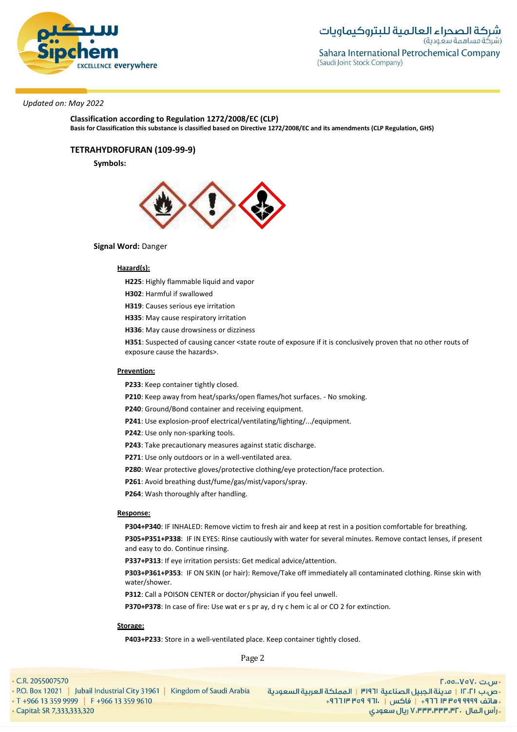*Updated on: May 2022*

**Classification according to Regulation 1272/2008/EC (CLP)**

**Basis for Classification this substance is classified based on Directive 1272/2008/EC and its amendments (CLP Regulation, GHS)**

## TETRAHYDROFURAN (109-99-9)

**Symbols:**

**Signal Word:** Danger

**Hazard(s):**

**H225**: Highly flammable liquid and vapor

**H302**: Harmful if swallowed

**H319**: Causes serious eye irritation

**H335**: May cause respiratory irritation

**H336**: May cause drowsiness or dizziness

**H351**: Suspected of causing cancer <state route of exposure if it is conclusively proven that no other routs of exposure cause the hazards>.

**Prevention:**

**P233**: Keep container tightly closed.

**P210**: Keep away from heat/sparks/open flames/hot surfaces. - No smoking.

**P240**: Ground/Bond container and receiving equipment.

**P241**: Use explosion-proof electrical/ventilating/lighting/.../equipment.

**P242**: Use only non-sparking tools.

**P243**: Take precautionary measures against static discharge.

**P271**: Use only outdoors or in a well-ventilated area.

**P280**: Wear protective gloves/protective clothing/eye protection/face protection.

**P261**: Avoid breathing dust/fume/gas/mist/vapors/spray.

**P264**: Wash thoroughly after handling.

**Response:**

**P304+P340**: IF INHALED: Remove victim to fresh air and keep at rest in a position comfortable for breathing.

**P305+P351+P338**: IF IN EYES: Rinse cautiously with water for several minutes. Remove contact lenses, if present and easy to do. Continue rinsing.

**P337+P313**: If eye irritation persists: Get medical advice/attention.

**P303+P361+P353**: IF ON SKIN (or hair): Remove/Take off immediately all contaminated clothing. Rinse skin with water/shower.

**P312**: Call a POISON CENTER or doctor/physician if you feel unwell.

**P370+P378**: In case of fire: Use wat er s pr ay, d ry c hem ic al or CO 2 for extinction.

**Storage:**

**P403+P233**: Store in a well-ventilated place. Keep container tightly closed.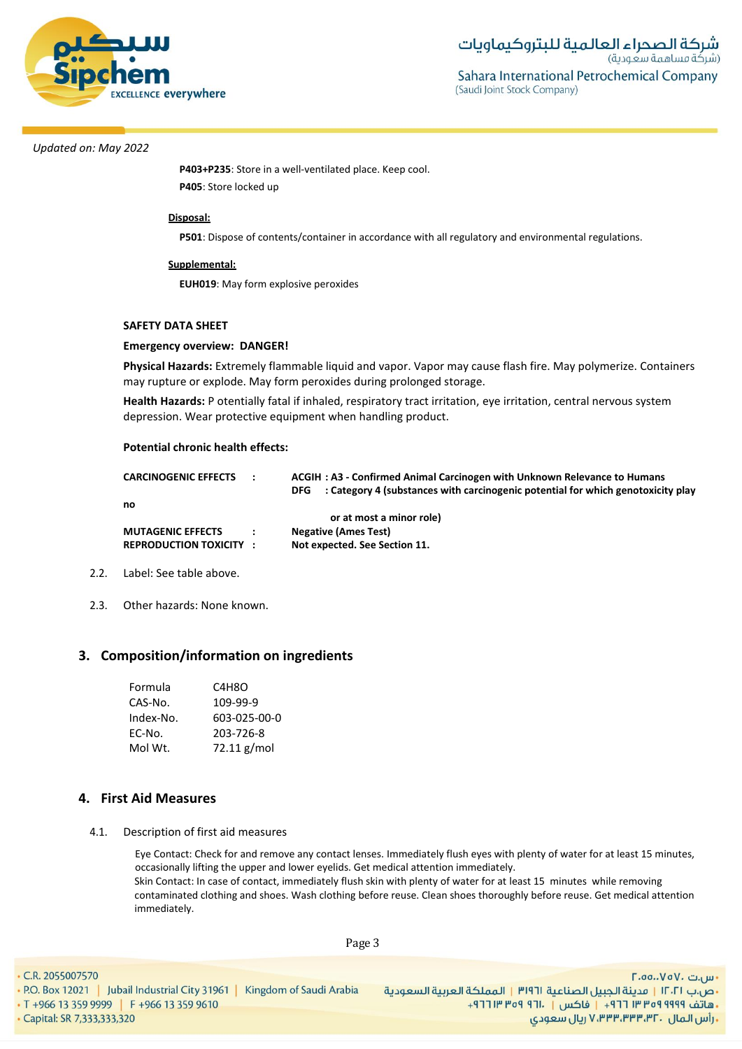*Updated on: May 2022*

**P403+P235**: Store in a well-ventilated place. Keep cool.

**P405**: Store locked up

**Disposal:**

**P501**: Dispose of contents/container in accordance with all regulatory and environmental regulations.

**Supplemental:**

**EUH019**: May form explosive peroxides

**SAFETY DATA SHEET**

**Emergency overview: DANGER!**

**Physical Hazards:** Extremely flammable liquid and vapor. Vapor may cause flash fire. May polymerize. Containers may rupture or explode. May form peroxides during prolonged storage.

**Health Hazards:** P otentially fatal if inhaled, respiratory tract irritation, eye irritation, central nervous system depression. Wear protective equipment when handling product.

**Potential chronic health effects:**

| | | |
|---|---|---|
| **CARCINOGENIC EFFECTS** | **:** | **ACGIH : A3 - Confirmed Animal Carcinogen with Unknown Relevance to Humans** <br> **DFG : Category 4 (substances with carcinogenic potential for which genotoxicity play no or at most a minor role)** |
| **MUTAGENIC EFFECTS** | **:** | **Negative (Ames Test)** |
| **REPRODUCTION TOXICITY** | **:** | **Not expected. See Section 11.** |

2.2. Label: See table above.

2.3. Other hazards: None known.

## 3. Composition/information on ingredients

| | |
|---|---|
| Formula | $C_4H_8O$ |
| CAS-No. | 109-99-9 |
| Index-No. | 603-025-00-0 |
| EC-No. | 203-726-8 |
| Mol Wt. | 72.11 g/mol |

## 4. First Aid Measures

4.1. Description of first aid measures

Eye Contact: Check for and remove any contact lenses. Immediately flush eyes with plenty of water for at least 15 minutes, occasionally lifting the upper and lower eyelids. Get medical attention immediately.
Skin Contact: In case of contact, immediately flush skin with plenty of water for at least 15 minutes while removing contaminated clothing and shoes. Wash clothing before reuse. Clean shoes thoroughly before reuse. Get medical attention immediately.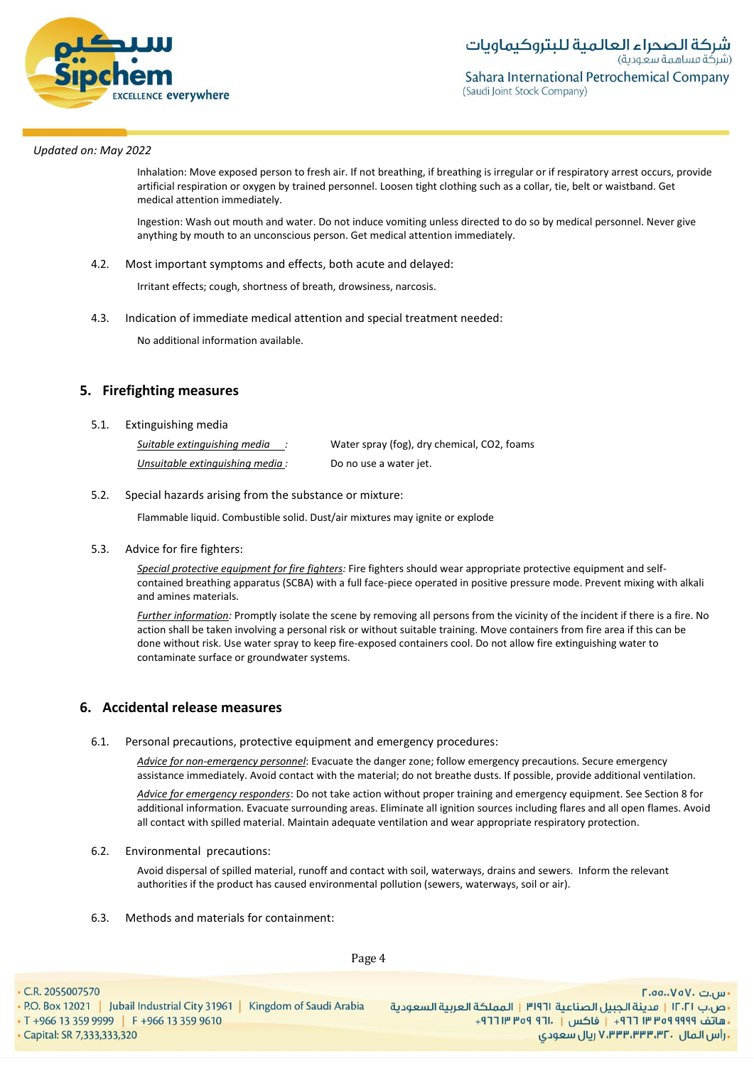Updated on: May 2022

Inhalation: Move exposed person to fresh air. If not breathing, if breathing is irregular or if respiratory arrest occurs, provide artificial respiration or oxygen by trained personnel. Loosen tight clothing such as a collar, tie, belt or waistband. Get medical attention immediately.

Ingestion: Wash out mouth and water. Do not induce vomiting unless directed to do so by medical personnel. Never give anything by mouth to an unconscious person. Get medical attention immediately.

4.2. Most important symptoms and effects, both acute and delayed:

Irritant effects; cough, shortness of breath, drowsiness, narcosis.

4.3. Indication of immediate medical attention and special treatment needed:

No additional information available.

## 5. Firefighting measures

5.1. Extinguishing media

| | |
|---|---|
| *Suitable extinguishing media* : | Water spray (fog), dry chemical, CO2, foams |
| *Unsuitable extinguishing media* : | Do no use a water jet. |

5.2. Special hazards arising from the substance or mixture:

Flammable liquid. Combustible solid. Dust/air mixtures may ignite or explode

5.3. Advice for fire fighters:

*Special protective equipment for fire fighters:* Fire fighters should wear appropriate protective equipment and self-contained breathing apparatus (SCBA) with a full face-piece operated in positive pressure mode. Prevent mixing with alkali and amines materials.

*Further information:* Promptly isolate the scene by removing all persons from the vicinity of the incident if there is a fire. No action shall be taken involving a personal risk or without suitable training. Move containers from fire area if this can be done without risk. Use water spray to keep fire-exposed containers cool. Do not allow fire extinguishing water to contaminate surface or groundwater systems.

## 6. Accidental release measures

6.1. Personal precautions, protective equipment and emergency procedures:

*Advice for non-emergency personnel*: Evacuate the danger zone; follow emergency precautions. Secure emergency assistance immediately. Avoid contact with the material; do not breathe dusts. If possible, provide additional ventilation.

*Advice for emergency responders*: Do not take action without proper training and emergency equipment. See Section 8 for additional information. Evacuate surrounding areas. Eliminate all ignition sources including flares and all open flames. Avoid all contact with spilled material. Maintain adequate ventilation and wear appropriate respiratory protection.

6.2. Environmental precautions:

Avoid dispersal of spilled material, runoff and contact with soil, waterways, drains and sewers. Inform the relevant authorities if the product has caused environmental pollution (sewers, waterways, soil or air).

6.3. Methods and materials for containment: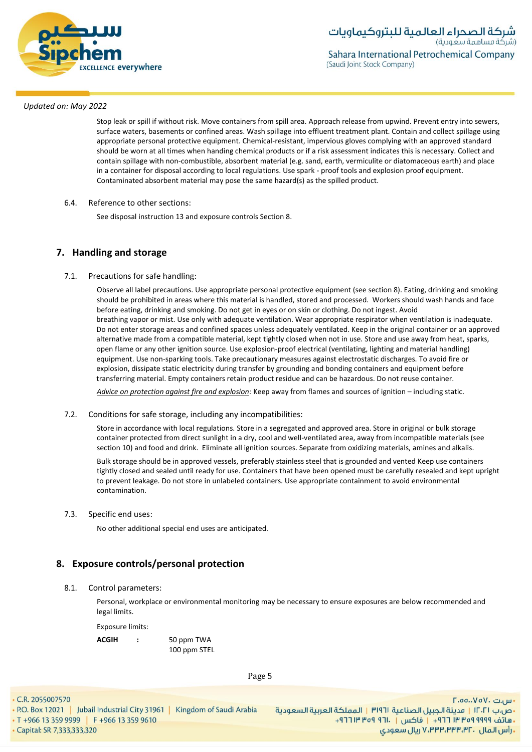Updated on: May 2022

Stop leak or spill if without risk. Move containers from spill area. Approach release from upwind. Prevent entry into sewers, surface waters, basements or confined areas. Wash spillage into effluent treatment plant. Contain and collect spillage using appropriate personal protective equipment. Chemical-resistant, impervious gloves complying with an approved standard should be worn at all times when handing chemical products or if a risk assessment indicates this is necessary. Collect and contain spillage with non-combustible, absorbent material (e.g. sand, earth, vermiculite or diatomaceous earth) and place in a container for disposal according to local regulations. Use spark - proof tools and explosion proof equipment. Contaminated absorbent material may pose the same hazard(s) as the spilled product.

6.4. Reference to other sections:

See disposal instruction 13 and exposure controls Section 8.

## 7. Handling and storage

7.1. Precautions for safe handling:

Observe all label precautions. Use appropriate personal protective equipment (see section 8). Eating, drinking and smoking should be prohibited in areas where this material is handled, stored and processed. Workers should wash hands and face before eating, drinking and smoking. Do not get in eyes or on skin or clothing. Do not ingest. Avoid breathing vapor or mist. Use only with adequate ventilation. Wear appropriate respirator when ventilation is inadequate. Do not enter storage areas and confined spaces unless adequately ventilated. Keep in the original container or an approved alternative made from a compatible material, kept tightly closed when not in use. Store and use away from heat, sparks, open flame or any other ignition source. Use explosion-proof electrical (ventilating, lighting and material handling) equipment. Use non-sparking tools. Take precautionary measures against electrostatic discharges. To avoid fire or explosion, dissipate static electricity during transfer by grounding and bonding containers and equipment before transferring material. Empty containers retain product residue and can be hazardous. Do not reuse container.

*Advice on protection against fire and explosion:* Keep away from flames and sources of ignition – including static.

7.2. Conditions for safe storage, including any incompatibilities:

Store in accordance with local regulations. Store in a segregated and approved area. Store in original or bulk storage container protected from direct sunlight in a dry, cool and well-ventilated area, away from incompatible materials (see section 10) and food and drink. Eliminate all ignition sources. Separate from oxidizing materials, amines and alkalis.

Bulk storage should be in approved vessels, preferably stainless steel that is grounded and vented Keep use containers tightly closed and sealed until ready for use. Containers that have been opened must be carefully resealed and kept upright to prevent leakage. Do not store in unlabeled containers. Use appropriate containment to avoid environmental contamination.

7.3. Specific end uses:

No other additional special end uses are anticipated.

## 8. Exposure controls/personal protection

8.1. Control parameters:

Personal, workplace or environmental monitoring may be necessary to ensure exposures are below recommended and legal limits.

Exposure limits:

**ACGIH** : 50 ppm TWA
100 ppm STEL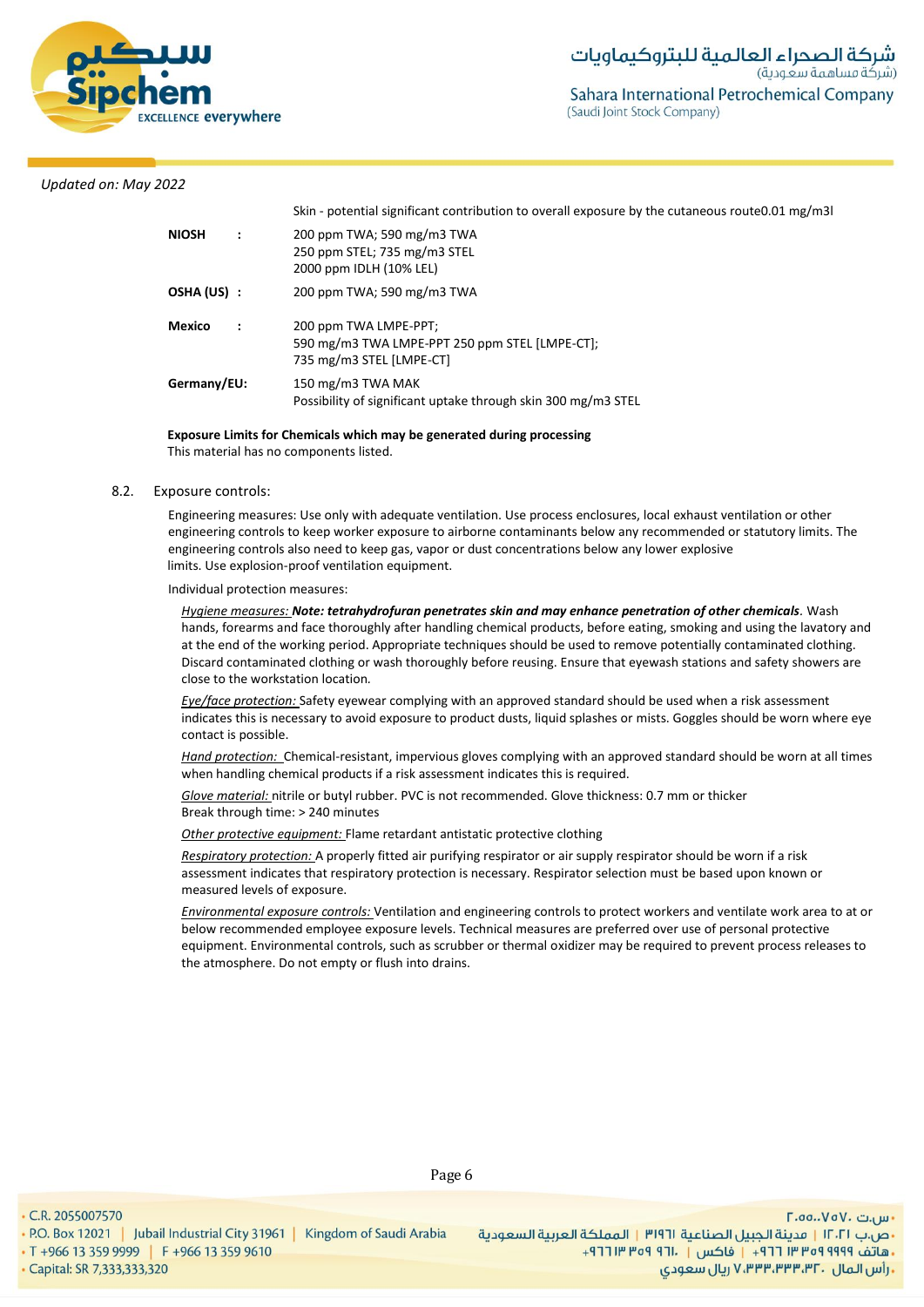Updated on: May 2022

| | |
|---|---|
| | Skin - potential significant contribution to overall exposure by the cutaneous route0.01 mg/m3l |
| **NIOSH** : | 200 ppm TWA; 590 mg/m3 TWA<br>250 ppm STEL; 735 mg/m3 STEL<br>2000 ppm IDLH (10% LEL) |
| **OSHA (US)** : | 200 ppm TWA; 590 mg/m3 TWA |
| **Mexico** : | 200 ppm TWA LMPE-PPT;<br>590 mg/m3 TWA LMPE-PPT 250 ppm STEL [LMPE-CT];<br>735 mg/m3 STEL [LMPE-CT] |
| **Germany/EU:** | 150 mg/m3 TWA MAK<br>Possibility of significant uptake through skin 300 mg/m3 STEL |

**Exposure Limits for Chemicals which may be generated during processing**
This material has no components listed.

8.2. Exposure controls:

Engineering measures: Use only with adequate ventilation. Use process enclosures, local exhaust ventilation or other engineering controls to keep worker exposure to airborne contaminants below any recommended or statutory limits. The engineering controls also need to keep gas, vapor or dust concentrations below any lower explosive limits. Use explosion-proof ventilation equipment.

Individual protection measures:

*Hygiene measures:* ***Note: tetrahydrofuran penetrates skin and may enhance penetration of other chemicals***. Wash hands, forearms and face thoroughly after handling chemical products, before eating, smoking and using the lavatory and at the end of the working period. Appropriate techniques should be used to remove potentially contaminated clothing. Discard contaminated clothing or wash thoroughly before reusing. Ensure that eyewash stations and safety showers are close to the workstation location.

*Eye/face protection:* Safety eyewear complying with an approved standard should be used when a risk assessment indicates this is necessary to avoid exposure to product dusts, liquid splashes or mists. Goggles should be worn where eye contact is possible.

*Hand protection:* Chemical-resistant, impervious gloves complying with an approved standard should be worn at all times when handling chemical products if a risk assessment indicates this is required.

*Glove material:* nitrile or butyl rubber. PVC is not recommended. Glove thickness: 0.7 mm or thicker
Break through time: > 240 minutes

*Other protective equipment:* Flame retardant antistatic protective clothing

*Respiratory protection:* A properly fitted air purifying respirator or air supply respirator should be worn if a risk assessment indicates that respiratory protection is necessary. Respirator selection must be based upon known or measured levels of exposure.

*Environmental exposure controls:* Ventilation and engineering controls to protect workers and ventilate work area to at or below recommended employee exposure levels. Technical measures are preferred over use of personal protective equipment. Environmental controls, such as scrubber or thermal oxidizer may be required to prevent process releases to the atmosphere. Do not empty or flush into drains.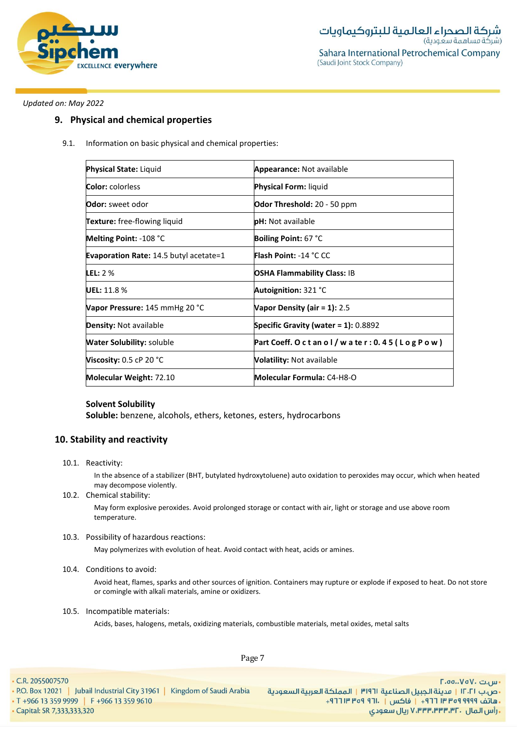*Updated on: May 2022*

## 9. Physical and chemical properties

9.1. Information on basic physical and chemical properties:

| | |
|---|---|
| **Physical State:** Liquid | **Appearance:** Not available |
| **Color:** colorless | **Physical Form:** liquid |
| **Odor:** sweet odor | **Odor Threshold:** 20 - 50 ppm |
| **Texture:** free-flowing liquid | **pH:** Not available |
| **Melting Point:** -108 °C | **Boiling Point:** 67 °C |
| **Evaporation Rate:** 14.5 butyl acetate=1 | **Flash Point:** -14 °C CC |
| **LEL:** 2 % | **OSHA Flammability Class:** IB |
| **UEL:** 11.8 % | **Autoignition:** 321 °C |
| **Vapor Pressure:** 145 mmHg 20 °C | **Vapor Density (air = 1):** 2.5 |
| **Density:** Not available | **Specific Gravity (water = 1):** 0.8892 |
| **Water Solubility:** soluble | **Part Coeff. Octanol/water:** 0.45 (Log Pow) |
| **Viscosity:** 0.5 cP 20 °C | **Volatility:** Not available |
| **Molecular Weight:** 72.10 | **Molecular Formula:** C4-H8-O |

**Solvent Solubility**
**Soluble:** benzene, alcohols, ethers, ketones, esters, hydrocarbons

## 10. Stability and reactivity

10.1. Reactivity:

In the absence of a stabilizer (BHT, butylated hydroxytoluene) auto oxidation to peroxides may occur, which when heated may decompose violently.

10.2. Chemical stability:

May form explosive peroxides. Avoid prolonged storage or contact with air, light or storage and use above room temperature.

10.3. Possibility of hazardous reactions:

May polymerizes with evolution of heat. Avoid contact with heat, acids or amines.

10.4. Conditions to avoid:

Avoid heat, flames, sparks and other sources of ignition. Containers may rupture or explode if exposed to heat. Do not store or comingle with alkali materials, amine or oxidizers.

10.5. Incompatible materials:

Acids, bases, halogens, metals, oxidizing materials, combustible materials, metal oxides, metal salts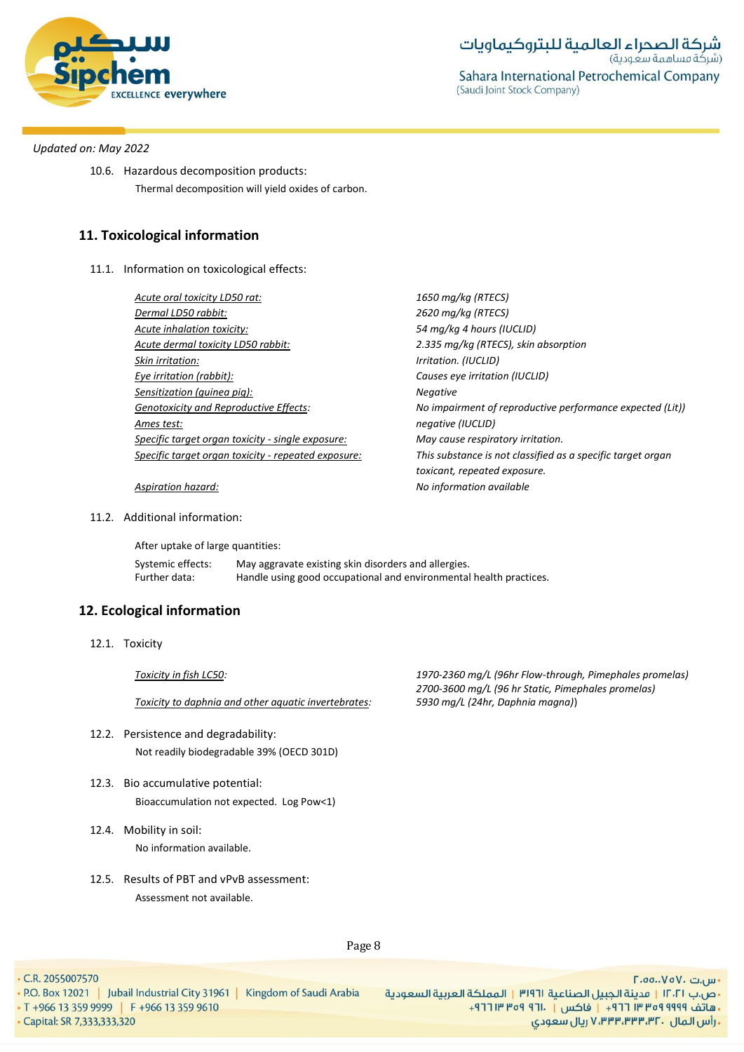*Updated on: May 2022*

10.6. Hazardous decomposition products:

Thermal decomposition will yield oxides of carbon.

## 11. Toxicological information

11.1. Information on toxicological effects:

| | |
|---|---|
| *Acute oral toxicity LD50 rat:* | *1650 mg/kg (RTECS)* |
| *Dermal LD50 rabbit:* | *2620 mg/kg (RTECS)* |
| *Acute inhalation toxicity:* | *54 mg/kg 4 hours (IUCLID)* |
| *Acute dermal toxicity LD50 rabbit:* | *2.335 mg/kg (RTECS), skin absorption* |
| *Skin irritation:* | *Irritation. (IUCLID)* |
| *Eye irritation (rabbit):* | *Causes eye irritation (IUCLID)* |
| *Sensitization (guinea pig):* | *Negative* |
| *Genotoxicity and Reproductive Effects:* | *No impairment of reproductive performance expected (Lit))* |
| *Ames test:* | *negative (IUCLID)* |
| *Specific target organ toxicity - single exposure:* | *May cause respiratory irritation.* |
| *Specific target organ toxicity - repeated exposure:* | *This substance is not classified as a specific target organ toxicant, repeated exposure.* |
| *Aspiration hazard:* | *No information available* |

11.2. Additional information:

After uptake of large quantities:

| | |
|---|---|
| Systemic effects: | May aggravate existing skin disorders and allergies. |
| Further data: | Handle using good occupational and environmental health practices. |

## 12. Ecological information

12.1. Toxicity

| | |
|---|---|
| *Toxicity in fish LC50:* | *1970-2360 mg/L (96hr Flow-through, Pimephales promelas)*<br>*2700-3600 mg/L (96 hr Static, Pimephales promelas)* |
| *Toxicity to daphnia and other aquatic invertebrates:* | *5930 mg/L (24hr, Daphnia magna))* |

12.2. Persistence and degradability:

Not readily biodegradable 39% (OECD 301D)

12.3. Bio accumulative potential:

Bioaccumulation not expected. Log Pow<1)

12.4. Mobility in soil:

No information available.

12.5. Results of PBT and vPvB assessment:

Assessment not available.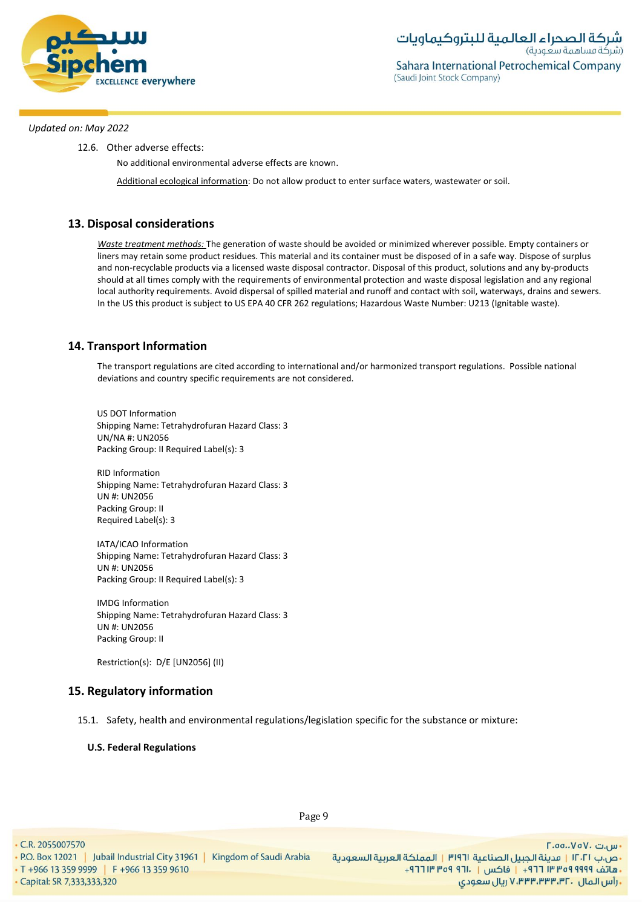*Updated on: May 2022*

12.6. Other adverse effects:

No additional environmental adverse effects are known.

Additional ecological information: Do not allow product to enter surface waters, wastewater or soil.

## 13. Disposal considerations

*Waste treatment methods:* The generation of waste should be avoided or minimized wherever possible. Empty containers or liners may retain some product residues. This material and its container must be disposed of in a safe way. Dispose of surplus and non-recyclable products via a licensed waste disposal contractor. Disposal of this product, solutions and any by-products should at all times comply with the requirements of environmental protection and waste disposal legislation and any regional local authority requirements. Avoid dispersal of spilled material and runoff and contact with soil, waterways, drains and sewers. In the US this product is subject to US EPA 40 CFR 262 regulations; Hazardous Waste Number: U213 (Ignitable waste).

## 14. Transport Information

The transport regulations are cited according to international and/or harmonized transport regulations. Possible national deviations and country specific requirements are not considered.

US DOT Information
Shipping Name: Tetrahydrofuran Hazard Class: 3
UN/NA #: UN2056
Packing Group: II Required Label(s): 3

RID Information
Shipping Name: Tetrahydrofuran Hazard Class: 3
UN #: UN2056
Packing Group: II
Required Label(s): 3

IATA/ICAO Information
Shipping Name: Tetrahydrofuran Hazard Class: 3
UN #: UN2056
Packing Group: II Required Label(s): 3

IMDG Information
Shipping Name: Tetrahydrofuran Hazard Class: 3
UN #: UN2056
Packing Group: II

Restriction(s): D/E [UN2056] (II)

## 15. Regulatory information

15.1. Safety, health and environmental regulations/legislation specific for the substance or mixture:

**U.S. Federal Regulations**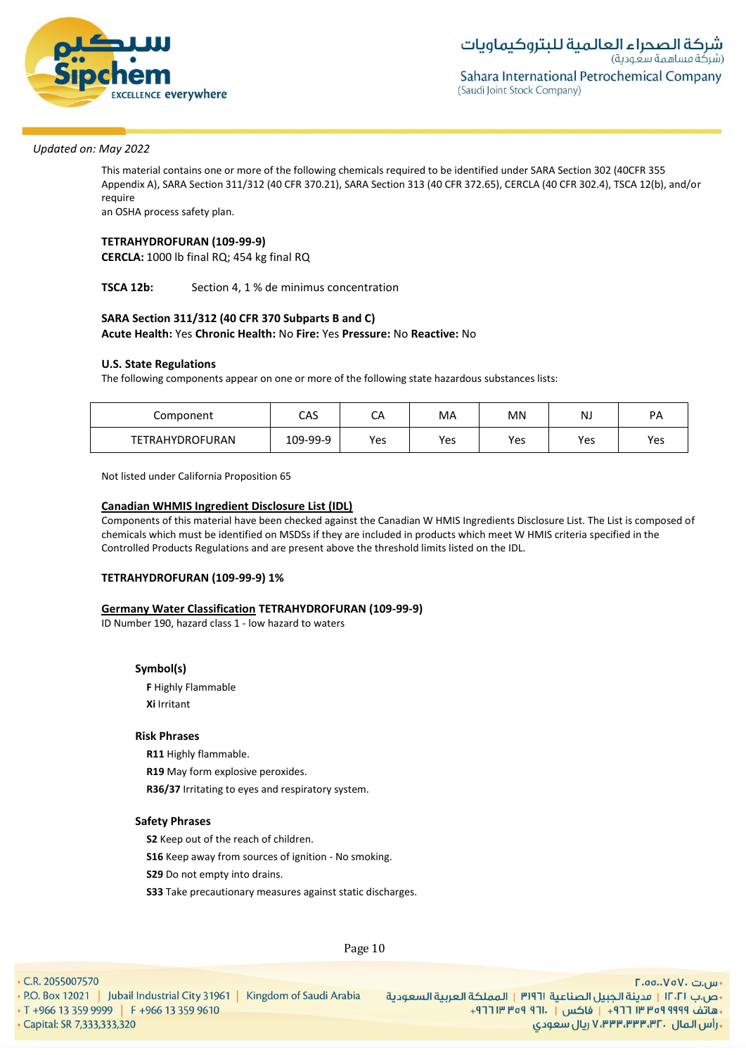*Updated on: May 2022*

This material contains one or more of the following chemicals required to be identified under SARA Section 302 (40CFR 355 Appendix A), SARA Section 311/312 (40 CFR 370.21), SARA Section 313 (40 CFR 372.65), CERCLA (40 CFR 302.4), TSCA 12(b), and/or require
an OSHA process safety plan.

**TETRAHYDROFURAN (109-99-9)**
**CERCLA:** 1000 lb final RQ; 454 kg final RQ

**TSCA 12b:** Section 4, 1 % de minimus concentration

**SARA Section 311/312 (40 CFR 370 Subparts B and C)**
**Acute Health:** Yes **Chronic Health:** No **Fire:** Yes **Pressure:** No **Reactive:** No

**U.S. State Regulations**
The following components appear on one or more of the following state hazardous substances lists:

| Component | CAS | CA | MA | MN | NJ | PA |
|---|---|---|---|---|---|---|
| TETRAHYDROFURAN | 109-99-9 | Yes | Yes | Yes | Yes | Yes |

Not listed under California Proposition 65

**Canadian WHMIS Ingredient Disclosure List (IDL)**
Components of this material have been checked against the Canadian W HMIS Ingredients Disclosure List. The List is composed of chemicals which must be identified on MSDSs if they are included in products which meet W HMIS criteria specified in the Controlled Products Regulations and are present above the threshold limits listed on the IDL.

**TETRAHYDROFURAN (109-99-9) 1%**

**Germany Water Classification TETRAHYDROFURAN (109-99-9)**
ID Number 190, hazard class 1 - low hazard to waters

**Symbol(s)**

**F** Highly Flammable
**Xi** Irritant

**Risk Phrases**

**R11** Highly flammable.
**R19** May form explosive peroxides.
**R36/37** Irritating to eyes and respiratory system.

**Safety Phrases**

**S2** Keep out of the reach of children.
**S16** Keep away from sources of ignition - No smoking.
**S29** Do not empty into drains.
**S33** Take precautionary measures against static discharges.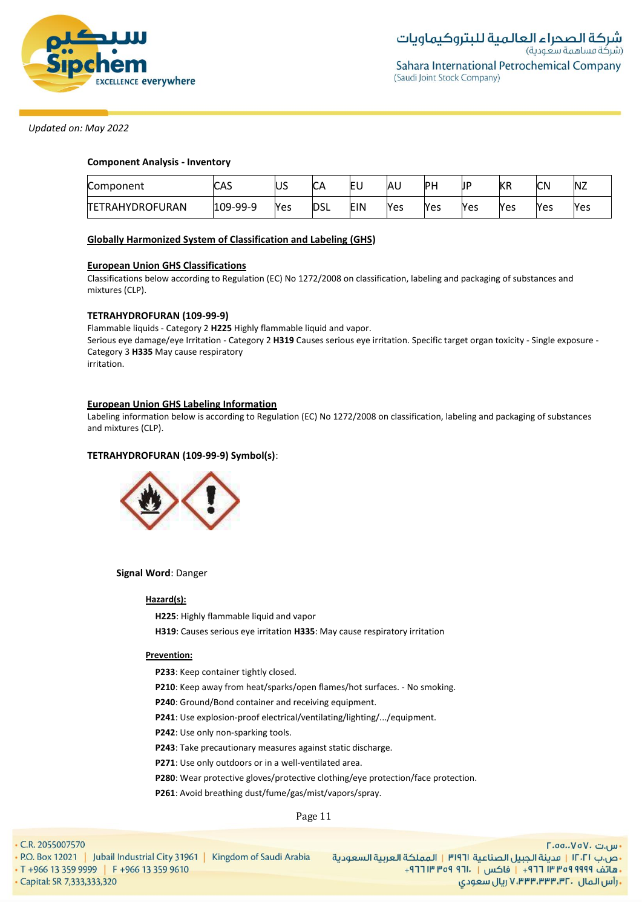*Updated on: May 2022*

**Component Analysis - Inventory**

| Component | CAS | US | CA | EU | AU | PH | JP | KR | CN | NZ |
|---|---|---|---|---|---|---|---|---|---|---|
| TETRAHYDROFURAN | 109-99-9 | Yes | DSL | EIN | Yes | Yes | Yes | Yes | Yes | Yes |

## Globally Harmonized System of Classification and Labeling (GHS)

### European Union GHS Classifications

Classifications below according to Regulation (EC) No 1272/2008 on classification, labeling and packaging of substances and mixtures (CLP).

**TETRAHYDROFURAN (109-99-9)**

Flammable liquids - Category 2 **H225** Highly flammable liquid and vapor.
Serious eye damage/eye Irritation - Category 2 **H319** Causes serious eye irritation. Specific target organ toxicity - Single exposure - Category 3 **H335** May cause respiratory irritation.

### European Union GHS Labeling Information

Labeling information below is according to Regulation (EC) No 1272/2008 on classification, labeling and packaging of substances and mixtures (CLP).

**TETRAHYDROFURAN (109-99-9) Symbol(s)**:

**Signal Word**: Danger

**Hazard(s):**

**H225**: Highly flammable liquid and vapor

**H319**: Causes serious eye irritation **H335**: May cause respiratory irritation

**Prevention:**

**P233**: Keep container tightly closed.

**P210**: Keep away from heat/sparks/open flames/hot surfaces. - No smoking.

**P240**: Ground/Bond container and receiving equipment.

**P241**: Use explosion-proof electrical/ventilating/lighting/.../equipment.

**P242**: Use only non-sparking tools.

**P243**: Take precautionary measures against static discharge.

**P271**: Use only outdoors or in a well-ventilated area.

**P280**: Wear protective gloves/protective clothing/eye protection/face protection.

**P261**: Avoid breathing dust/fume/gas/mist/vapors/spray.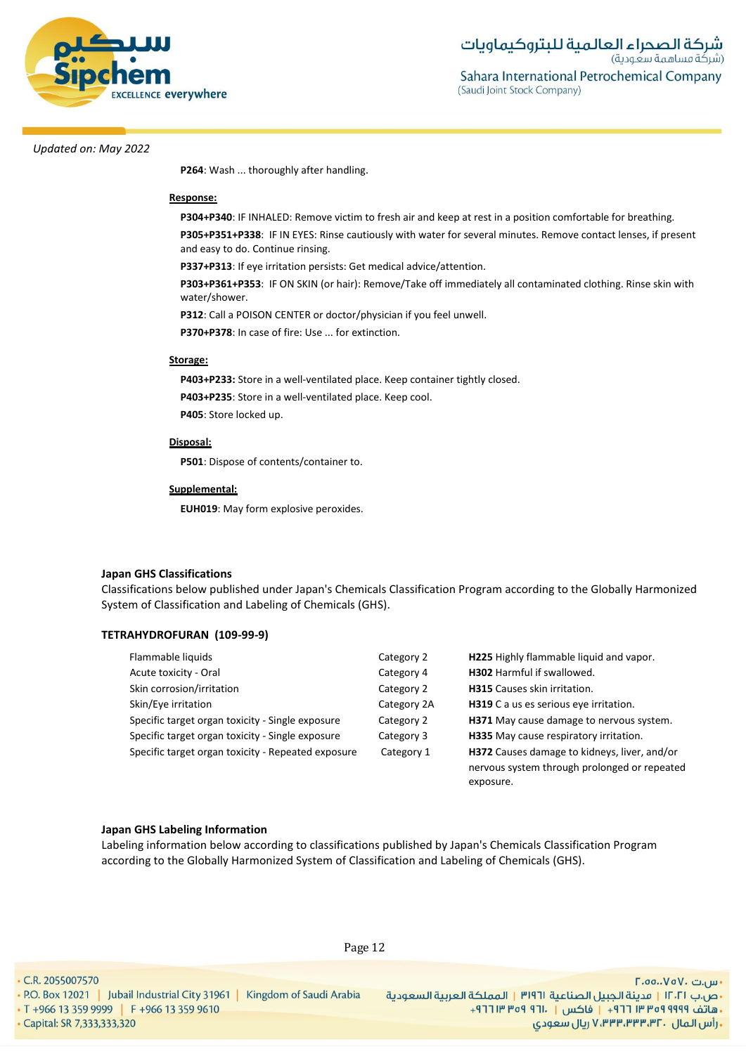*Updated on: May 2022*

**P264**: Wash ... thoroughly after handling.

**Response:**

**P304+P340**: IF INHALED: Remove victim to fresh air and keep at rest in a position comfortable for breathing.

**P305+P351+P338**: IF IN EYES: Rinse cautiously with water for several minutes. Remove contact lenses, if present and easy to do. Continue rinsing.

**P337+P313**: If eye irritation persists: Get medical advice/attention.

**P303+P361+P353**: IF ON SKIN (or hair): Remove/Take off immediately all contaminated clothing. Rinse skin with water/shower.

**P312**: Call a POISON CENTER or doctor/physician if you feel unwell.

**P370+P378**: In case of fire: Use ... for extinction.

**Storage:**

**P403+P233:** Store in a well-ventilated place. Keep container tightly closed.

**P403+P235**: Store in a well-ventilated place. Keep cool.

**P405**: Store locked up.

**Disposal:**

**P501**: Dispose of contents/container to.

**Supplemental:**

**EUH019**: May form explosive peroxides.

**Japan GHS Classifications**

Classifications below published under Japan's Chemicals Classification Program according to the Globally Harmonized System of Classification and Labeling of Chemicals (GHS).

**TETRAHYDROFURAN (109-99-9)**

| | | |
|---|---|---|
| Flammable liquids | Category 2 | **H225** Highly flammable liquid and vapor. |
| Acute toxicity - Oral | Category 4 | **H302** Harmful if swallowed. |
| Skin corrosion/irritation | Category 2 | **H315** Causes skin irritation. |
| Skin/Eye irritation | Category 2A | **H319** C a us es serious eye irritation. |
| Specific target organ toxicity - Single exposure | Category 2 | **H371** May cause damage to nervous system. |
| Specific target organ toxicity - Single exposure | Category 3 | **H335** May cause respiratory irritation. |
| Specific target organ toxicity - Repeated exposure | Category 1 | **H372** Causes damage to kidneys, liver, and/or nervous system through prolonged or repeated exposure. |

**Japan GHS Labeling Information**

Labeling information below according to classifications published by Japan's Chemicals Classification Program according to the Globally Harmonized System of Classification and Labeling of Chemicals (GHS).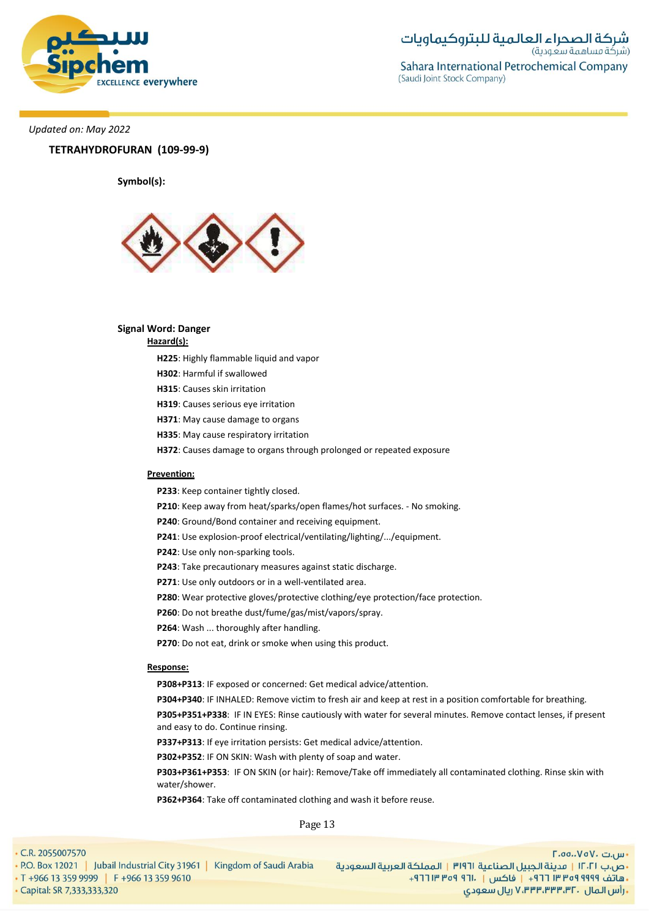*Updated on: May 2022*

**TETRAHYDROFURAN (109-99-9)**

**Symbol(s):**

**Signal Word: Danger**

**Hazard(s):**

**H225**: Highly flammable liquid and vapor

**H302**: Harmful if swallowed

**H315**: Causes skin irritation

**H319**: Causes serious eye irritation

**H371**: May cause damage to organs

**H335**: May cause respiratory irritation

**H372**: Causes damage to organs through prolonged or repeated exposure

**Prevention:**

**P233**: Keep container tightly closed.

**P210**: Keep away from heat/sparks/open flames/hot surfaces. - No smoking.

**P240**: Ground/Bond container and receiving equipment.

**P241**: Use explosion-proof electrical/ventilating/lighting/.../equipment.

**P242**: Use only non-sparking tools.

**P243**: Take precautionary measures against static discharge.

**P271**: Use only outdoors or in a well-ventilated area.

**P280**: Wear protective gloves/protective clothing/eye protection/face protection.

**P260**: Do not breathe dust/fume/gas/mist/vapors/spray.

**P264**: Wash ... thoroughly after handling.

**P270**: Do not eat, drink or smoke when using this product.

**Response:**

**P308+P313**: IF exposed or concerned: Get medical advice/attention.

**P304+P340**: IF INHALED: Remove victim to fresh air and keep at rest in a position comfortable for breathing.

**P305+P351+P338**: IF IN EYES: Rinse cautiously with water for several minutes. Remove contact lenses, if present and easy to do. Continue rinsing.

**P337+P313**: If eye irritation persists: Get medical advice/attention.

**P302+P352**: IF ON SKIN: Wash with plenty of soap and water.

**P303+P361+P353**: IF ON SKIN (or hair): Remove/Take off immediately all contaminated clothing. Rinse skin with water/shower.

**P362+P364**: Take off contaminated clothing and wash it before reuse.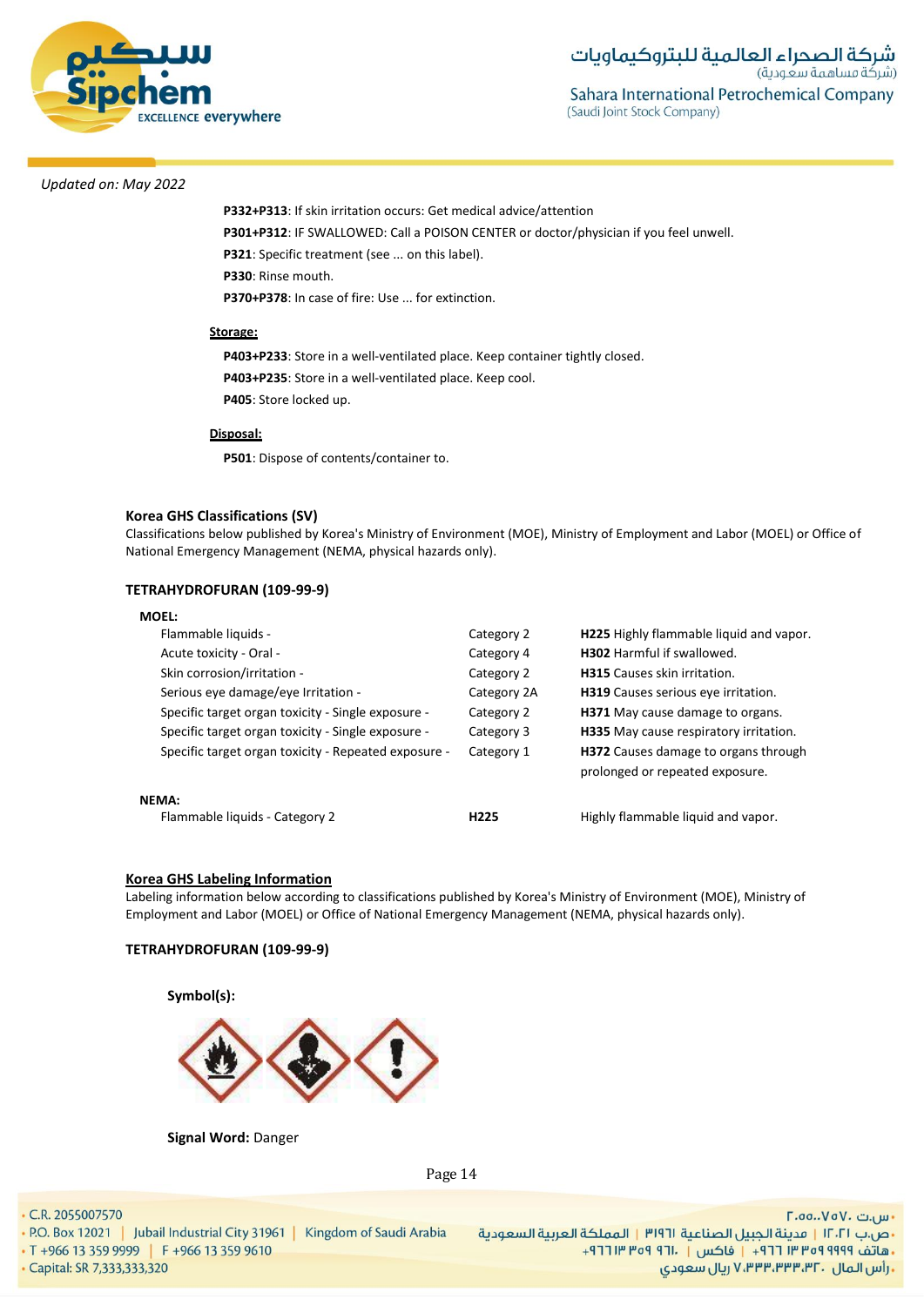*Updated on: May 2022*

**P332+P313**: If skin irritation occurs: Get medical advice/attention
**P301+P312**: IF SWALLOWED: Call a POISON CENTER or doctor/physician if you feel unwell.
**P321**: Specific treatment (see ... on this label).
**P330**: Rinse mouth.
**P370+P378**: In case of fire: Use ... for extinction.

**Storage:**

**P403+P233**: Store in a well-ventilated place. Keep container tightly closed.
**P403+P235**: Store in a well-ventilated place. Keep cool.
**P405**: Store locked up.

**Disposal:**

**P501**: Dispose of contents/container to.

### Korea GHS Classifications (SV)

Classifications below published by Korea's Ministry of Environment (MOE), Ministry of Employment and Labor (MOEL) or Office of National Emergency Management (NEMA, physical hazards only).

#### TETRAHYDROFURAN (109-99-9)

**MOEL:**

| | | |
|---|---|---|
| Flammable liquids - | Category 2 | **H225** Highly flammable liquid and vapor. |
| Acute toxicity - Oral - | Category 4 | **H302** Harmful if swallowed. |
| Skin corrosion/irritation - | Category 2 | **H315** Causes skin irritation. |
| Serious eye damage/eye Irritation - | Category 2A | **H319** Causes serious eye irritation. |
| Specific target organ toxicity - Single exposure - | Category 2 | **H371** May cause damage to organs. |
| Specific target organ toxicity - Single exposure - | Category 3 | **H335** May cause respiratory irritation. |
| Specific target organ toxicity - Repeated exposure - | Category 1 | **H372** Causes damage to organs through prolonged or repeated exposure. |

**NEMA:**

| | | |
|---|---|---|
| Flammable liquids - Category 2 | **H225** | Highly flammable liquid and vapor. |

### Korea GHS Labeling Information

Labeling information below according to classifications published by Korea's Ministry of Environment (MOE), Ministry of Employment and Labor (MOEL) or Office of National Emergency Management (NEMA, physical hazards only).

#### TETRAHYDROFURAN (109-99-9)

**Symbol(s):**

**Signal Word:** Danger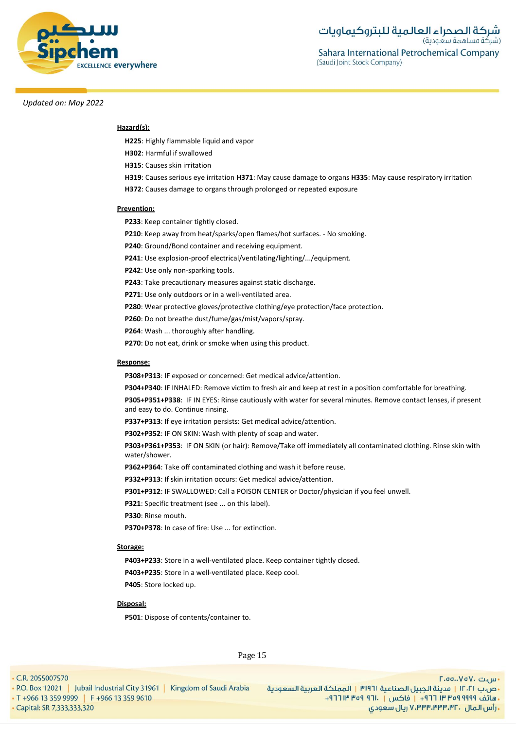*Updated on: May 2022*

**Hazard(s):**

**H225**: Highly flammable liquid and vapor

**H302**: Harmful if swallowed

**H315**: Causes skin irritation

**H319**: Causes serious eye irritation **H371**: May cause damage to organs **H335**: May cause respiratory irritation

**H372**: Causes damage to organs through prolonged or repeated exposure

**Prevention:**

**P233**: Keep container tightly closed.

**P210**: Keep away from heat/sparks/open flames/hot surfaces. - No smoking.

**P240**: Ground/Bond container and receiving equipment.

**P241**: Use explosion-proof electrical/ventilating/lighting/.../equipment.

**P242**: Use only non-sparking tools.

**P243**: Take precautionary measures against static discharge.

**P271**: Use only outdoors or in a well-ventilated area.

**P280**: Wear protective gloves/protective clothing/eye protection/face protection.

**P260**: Do not breathe dust/fume/gas/mist/vapors/spray.

**P264**: Wash ... thoroughly after handling.

**P270**: Do not eat, drink or smoke when using this product.

**Response:**

**P308+P313**: IF exposed or concerned: Get medical advice/attention.

**P304+P340**: IF INHALED: Remove victim to fresh air and keep at rest in a position comfortable for breathing.

**P305+P351+P338**: IF IN EYES: Rinse cautiously with water for several minutes. Remove contact lenses, if present and easy to do. Continue rinsing.

**P337+P313**: If eye irritation persists: Get medical advice/attention.

**P302+P352**: IF ON SKIN: Wash with plenty of soap and water.

**P303+P361+P353**: IF ON SKIN (or hair): Remove/Take off immediately all contaminated clothing. Rinse skin with water/shower.

**P362+P364**: Take off contaminated clothing and wash it before reuse.

**P332+P313**: If skin irritation occurs: Get medical advice/attention.

**P301+P312**: IF SWALLOWED: Call a POISON CENTER or Doctor/physician if you feel unwell.

**P321**: Specific treatment (see ... on this label).

**P330**: Rinse mouth.

**P370+P378**: In case of fire: Use ... for extinction.

**Storage:**

**P403+P233**: Store in a well-ventilated place. Keep container tightly closed.

**P403+P235**: Store in a well-ventilated place. Keep cool.

**P405**: Store locked up.

**Disposal:**

**P501**: Dispose of contents/container to.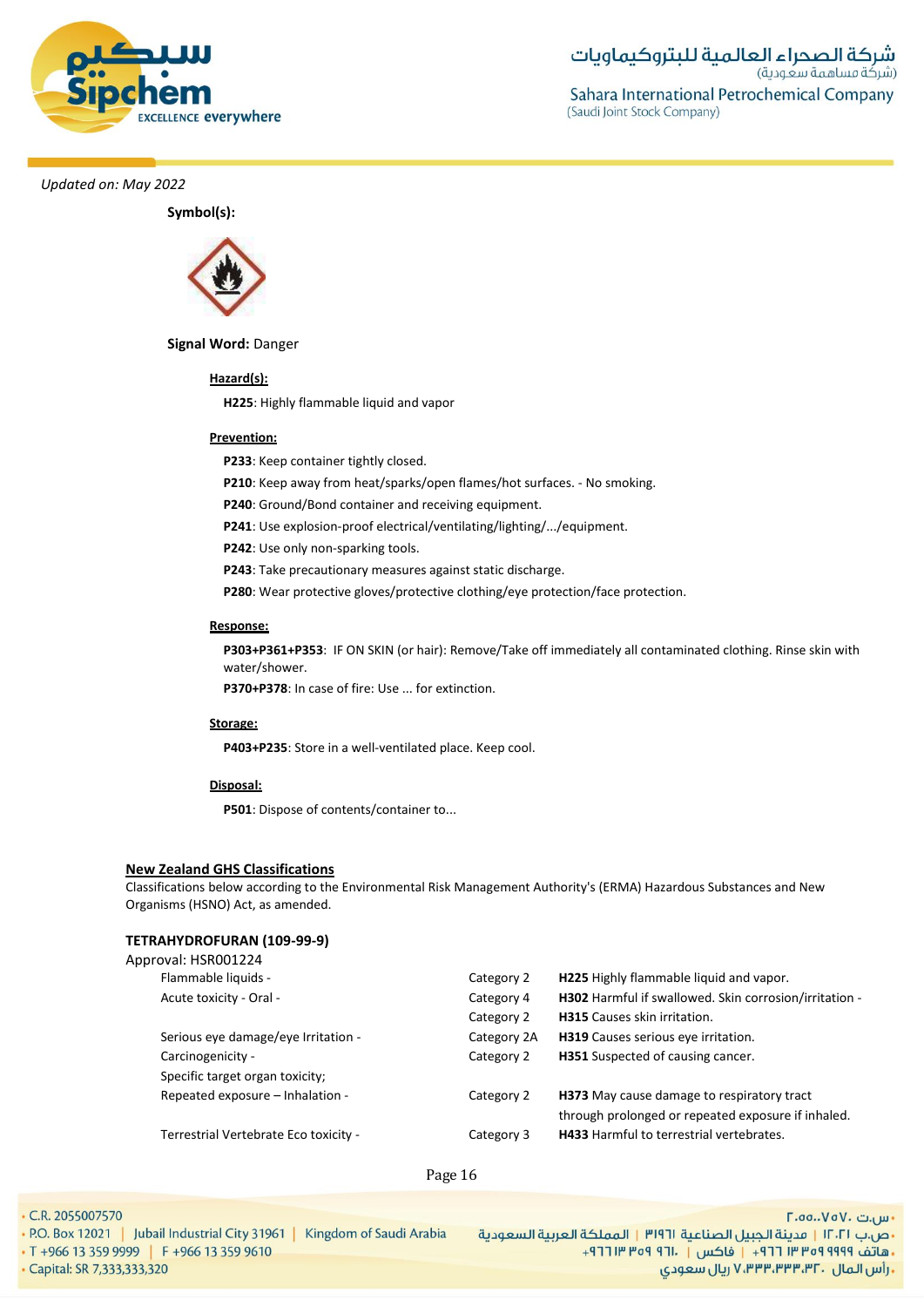*Updated on: May 2022*

**Symbol(s):**

**Signal Word:** Danger

**Hazard(s):**

**H225**: Highly flammable liquid and vapor

**Prevention:**

**P233**: Keep container tightly closed.
**P210**: Keep away from heat/sparks/open flames/hot surfaces. - No smoking.
**P240**: Ground/Bond container and receiving equipment.
**P241**: Use explosion-proof electrical/ventilating/lighting/.../equipment.
**P242**: Use only non-sparking tools.
**P243**: Take precautionary measures against static discharge.
**P280**: Wear protective gloves/protective clothing/eye protection/face protection.

**Response:**

**P303+P361+P353**: IF ON SKIN (or hair): Remove/Take off immediately all contaminated clothing. Rinse skin with water/shower.
**P370+P378**: In case of fire: Use ... for extinction.

**Storage:**

**P403+P235**: Store in a well-ventilated place. Keep cool.

**Disposal:**

**P501**: Dispose of contents/container to...

**New Zealand GHS Classifications**

Classifications below according to the Environmental Risk Management Authority's (ERMA) Hazardous Substances and New Organisms (HSNO) Act, as amended.

**TETRAHYDROFURAN (109-99-9)**

Approval: HSR001224

| | | |
|---|---|---|
| Flammable liquids - | Category 2 | **H225** Highly flammable liquid and vapor. |
| Acute toxicity - Oral - | Category 4 | **H302** Harmful if swallowed. Skin corrosion/irritation - |
| | Category 2 | **H315** Causes skin irritation. |
| Serious eye damage/eye Irritation - | Category 2A | **H319** Causes serious eye irritation. |
| Carcinogenicity - | Category 2 | **H351** Suspected of causing cancer. |
| Specific target organ toxicity; Repeated exposure – Inhalation - | Category 2 | **H373** May cause damage to respiratory tract through prolonged or repeated exposure if inhaled. |
| Terrestrial Vertebrate Eco toxicity - | Category 3 | **H433** Harmful to terrestrial vertebrates. |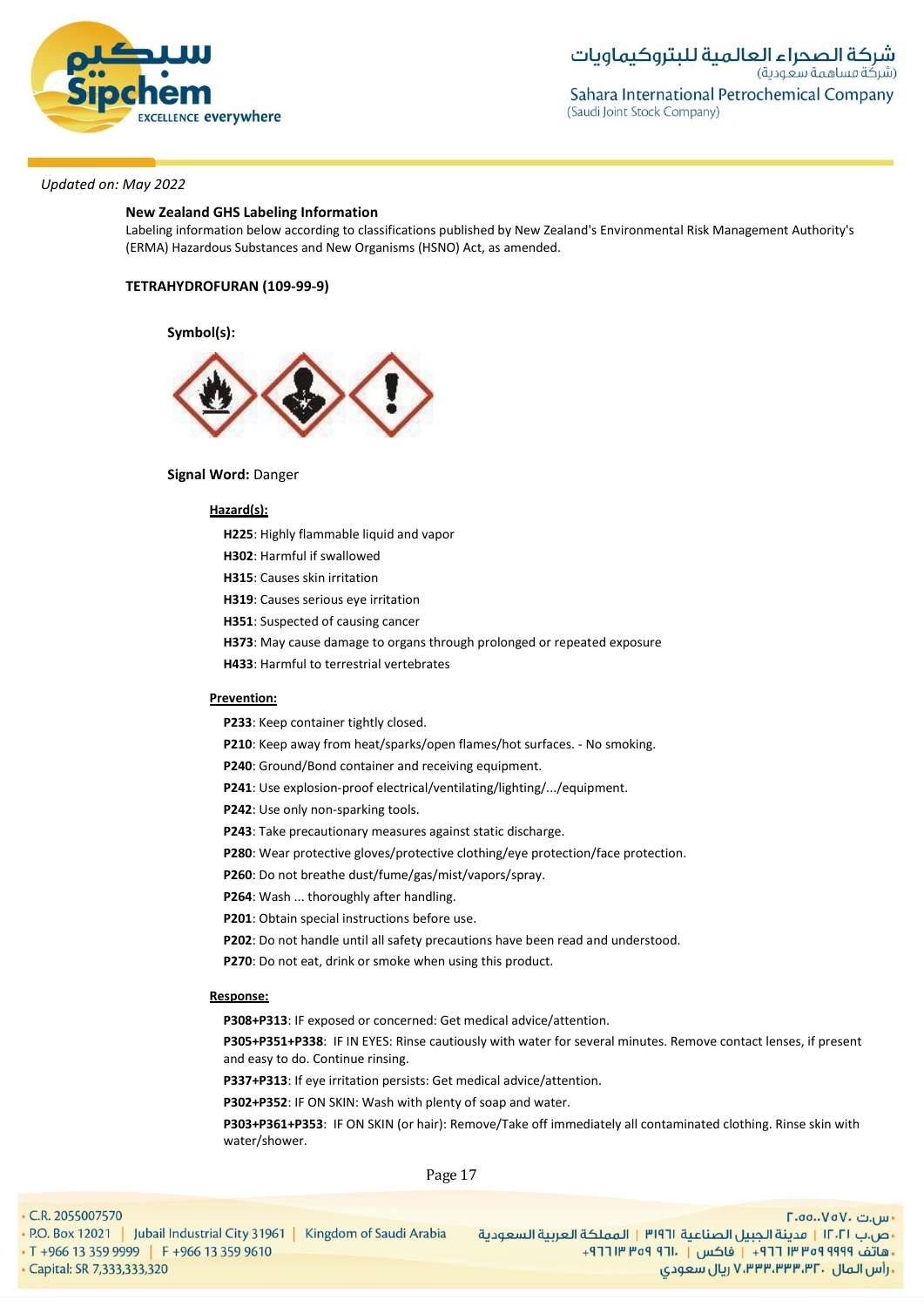*Updated on: May 2022*

**New Zealand GHS Labeling Information**

Labeling information below according to classifications published by New Zealand's Environmental Risk Management Authority's (ERMA) Hazardous Substances and New Organisms (HSNO) Act, as amended.

**TETRAHYDROFURAN (109-99-9)**

**Symbol(s):**

**Signal Word:** Danger

**Hazard(s):**

**H225**: Highly flammable liquid and vapor
**H302**: Harmful if swallowed
**H315**: Causes skin irritation
**H319**: Causes serious eye irritation
**H351**: Suspected of causing cancer
**H373**: May cause damage to organs through prolonged or repeated exposure
**H433**: Harmful to terrestrial vertebrates

**Prevention:**

**P233**: Keep container tightly closed.
**P210**: Keep away from heat/sparks/open flames/hot surfaces. - No smoking.
**P240**: Ground/Bond container and receiving equipment.
**P241**: Use explosion-proof electrical/ventilating/lighting/.../equipment.
**P242**: Use only non-sparking tools.
**P243**: Take precautionary measures against static discharge.
**P280**: Wear protective gloves/protective clothing/eye protection/face protection.
**P260**: Do not breathe dust/fume/gas/mist/vapors/spray.
**P264**: Wash ... thoroughly after handling.
**P201**: Obtain special instructions before use.
**P202**: Do not handle until all safety precautions have been read and understood.
**P270**: Do not eat, drink or smoke when using this product.

**Response:**

**P308+P313**: IF exposed or concerned: Get medical advice/attention.
**P305+P351+P338**: IF IN EYES: Rinse cautiously with water for several minutes. Remove contact lenses, if present and easy to do. Continue rinsing.
**P337+P313**: If eye irritation persists: Get medical advice/attention.
**P302+P352**: IF ON SKIN: Wash with plenty of soap and water.
**P303+P361+P353**: IF ON SKIN (or hair): Remove/Take off immediately all contaminated clothing. Rinse skin with water/shower.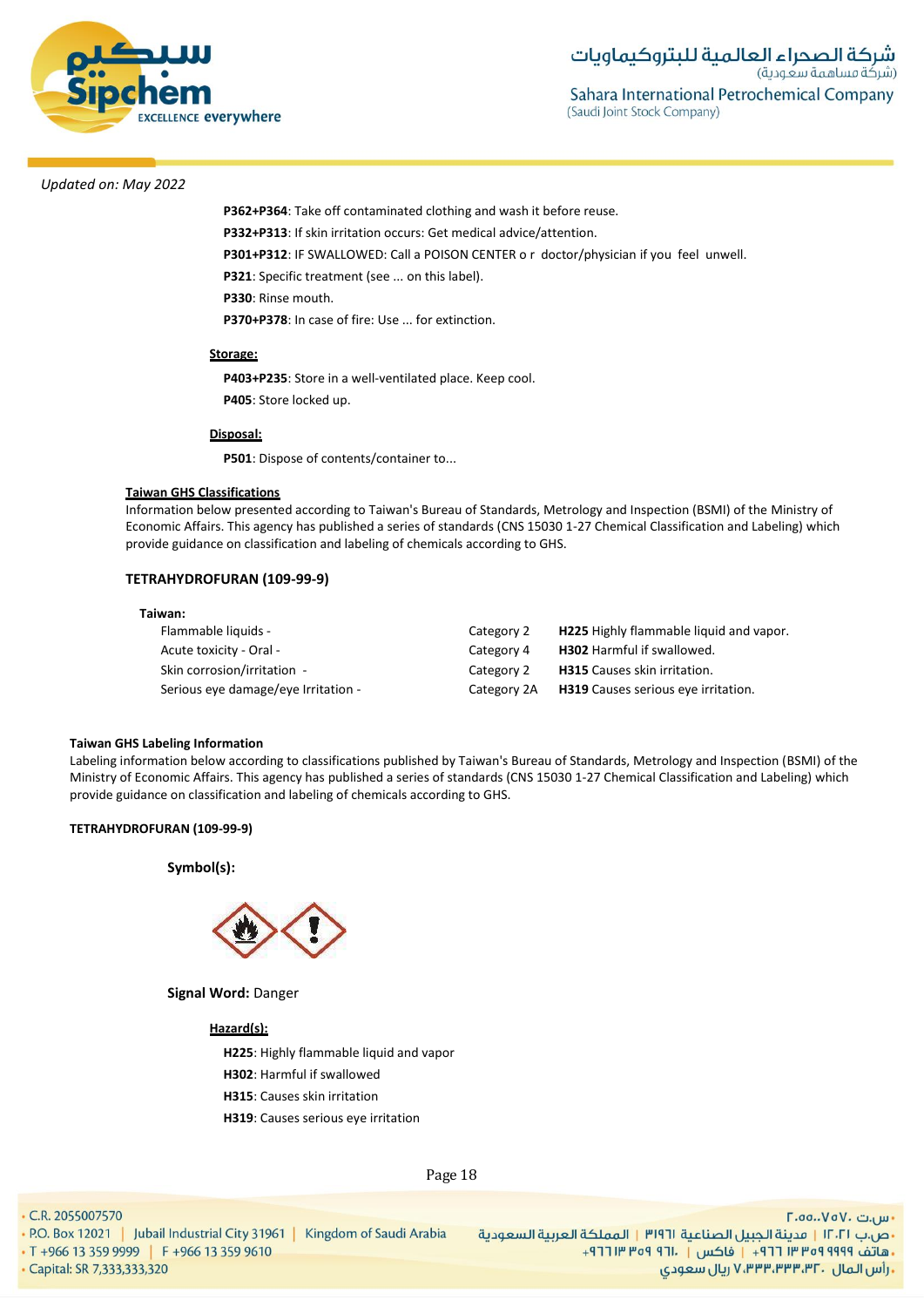*Updated on: May 2022*

**P362+P364**: Take off contaminated clothing and wash it before reuse.

**P332+P313**: If skin irritation occurs: Get medical advice/attention.

**P301+P312**: IF SWALLOWED: Call a POISON CENTER o r doctor/physician if you feel unwell.

**P321**: Specific treatment (see ... on this label).

**P330**: Rinse mouth.

**P370+P378**: In case of fire: Use ... for extinction.

**Storage:**

**P403+P235**: Store in a well-ventilated place. Keep cool.

**P405**: Store locked up.

**Disposal:**

**P501**: Dispose of contents/container to...

**Taiwan GHS Classifications**

Information below presented according to Taiwan's Bureau of Standards, Metrology and Inspection (BSMI) of the Ministry of Economic Affairs. This agency has published a series of standards (CNS 15030 1-27 Chemical Classification and Labeling) which provide guidance on classification and labeling of chemicals according to GHS.

**TETRAHYDROFURAN (109-99-9)**

**Taiwan:**

| | | |
|---|---|---|
| Flammable liquids - | Category 2 | **H225** Highly flammable liquid and vapor. |
| Acute toxicity - Oral - | Category 4 | **H302** Harmful if swallowed. |
| Skin corrosion/irritation - | Category 2 | **H315** Causes skin irritation. |
| Serious eye damage/eye Irritation - | Category 2A | **H319** Causes serious eye irritation. |

**Taiwan GHS Labeling Information**

Labeling information below according to classifications published by Taiwan's Bureau of Standards, Metrology and Inspection (BSMI) of the Ministry of Economic Affairs. This agency has published a series of standards (CNS 15030 1-27 Chemical Classification and Labeling) which provide guidance on classification and labeling of chemicals according to GHS.

**TETRAHYDROFURAN (109-99-9)**

**Symbol(s):**

**Signal Word:** Danger

**Hazard(s):**

**H225**: Highly flammable liquid and vapor

**H302**: Harmful if swallowed

**H315**: Causes skin irritation

**H319**: Causes serious eye irritation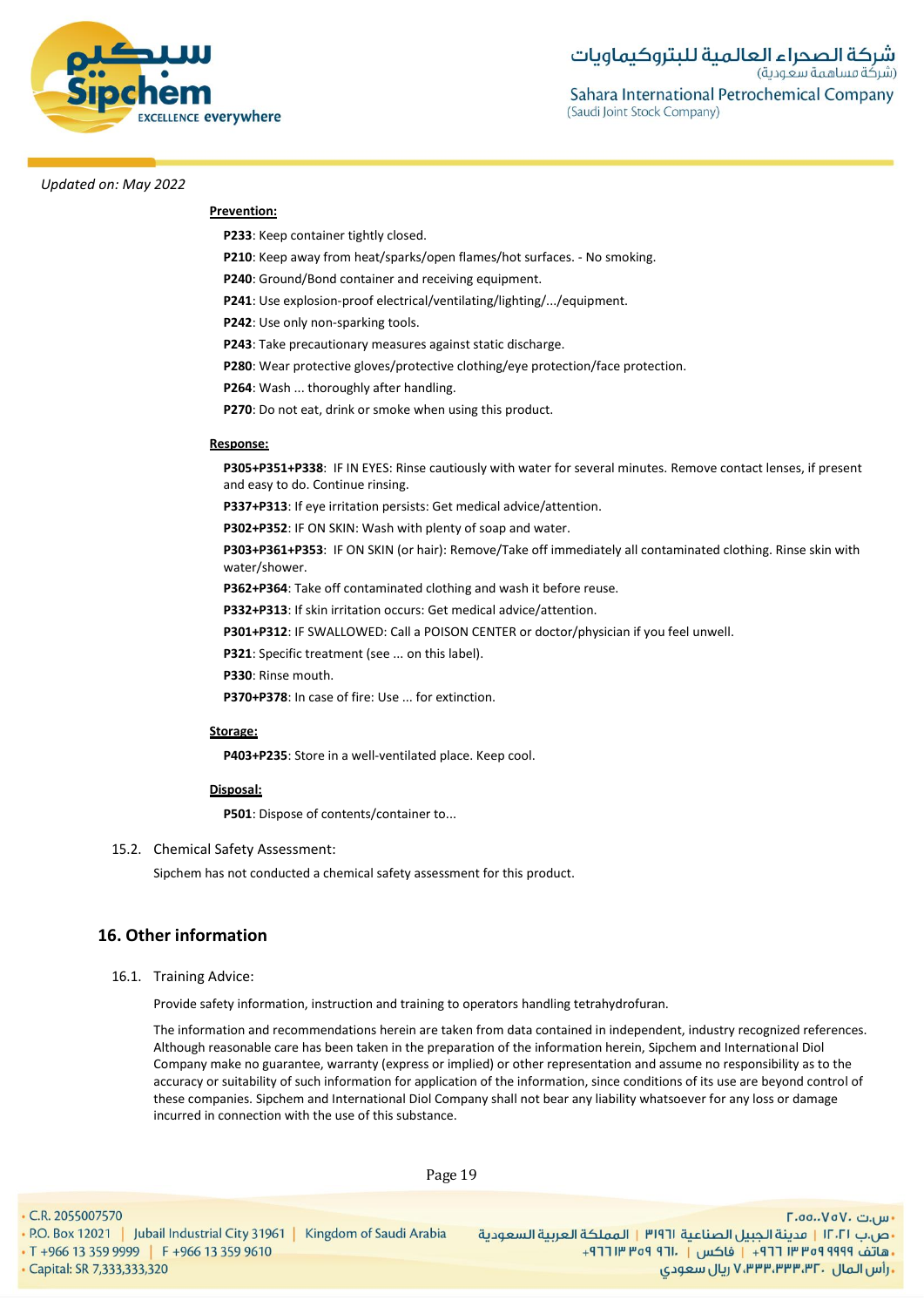**Prevention:**

**P233**: Keep container tightly closed.

**P210**: Keep away from heat/sparks/open flames/hot surfaces. - No smoking.

**P240**: Ground/Bond container and receiving equipment.

**P241**: Use explosion-proof electrical/ventilating/lighting/.../equipment.

**P242**: Use only non-sparking tools.

**P243**: Take precautionary measures against static discharge.

**P280**: Wear protective gloves/protective clothing/eye protection/face protection.

**P264**: Wash ... thoroughly after handling.

**P270**: Do not eat, drink or smoke when using this product.

**Response:**

**P305+P351+P338**: IF IN EYES: Rinse cautiously with water for several minutes. Remove contact lenses, if present and easy to do. Continue rinsing.

**P337+P313**: If eye irritation persists: Get medical advice/attention.

**P302+P352**: IF ON SKIN: Wash with plenty of soap and water.

**P303+P361+P353**: IF ON SKIN (or hair): Remove/Take off immediately all contaminated clothing. Rinse skin with water/shower.

**P362+P364**: Take off contaminated clothing and wash it before reuse.

**P332+P313**: If skin irritation occurs: Get medical advice/attention.

**P301+P312**: IF SWALLOWED: Call a POISON CENTER or doctor/physician if you feel unwell.

**P321**: Specific treatment (see ... on this label).

**P330**: Rinse mouth.

**P370+P378**: In case of fire: Use ... for extinction.

**Storage:**

**P403+P235**: Store in a well-ventilated place. Keep cool.

**Disposal:**

**P501**: Dispose of contents/container to...

15.2. Chemical Safety Assessment:

Sipchem has not conducted a chemical safety assessment for this product.

## 16. Other information

16.1. Training Advice:

Provide safety information, instruction and training to operators handling tetrahydrofuran.

The information and recommendations herein are taken from data contained in independent, industry recognized references. Although reasonable care has been taken in the preparation of the information herein, Sipchem and International Diol Company make no guarantee, warranty (express or implied) or other representation and assume no responsibility as to the accuracy or suitability of such information for application of the information, since conditions of its use are beyond control of these companies. Sipchem and International Diol Company shall not bear any liability whatsoever for any loss or damage incurred in connection with the use of this substance.